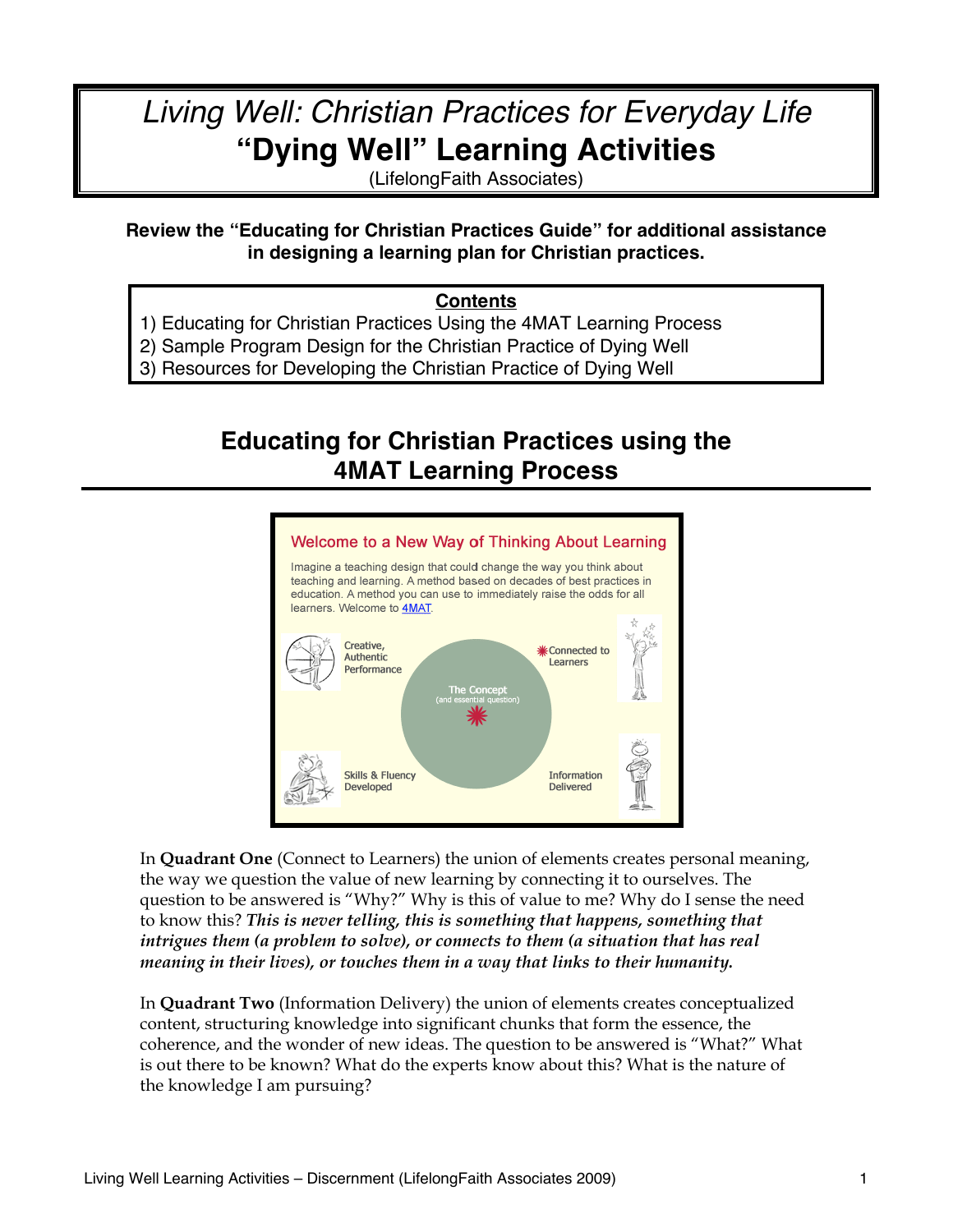# *Living Well: Christian Practices for Everyday Life*
# "Dying Well" Learning Activities

(LifelongFaith Associates)

**Review the "Educating for Christian Practices Guide" for additional assistance in designing a learning plan for Christian practices.**

**Contents**

1) Educating for Christian Practices Using the 4MAT Learning Process
2) Sample Program Design for the Christian Practice of Dying Well
3) Resources for Developing the Christian Practice of Dying Well

## Educating for Christian Practices using the 4MAT Learning Process

Welcome to a New Way of Thinking About Learning

Imagine a teaching design that could change the way you think about teaching and learning. A method based on decades of best practices in education. A method you can use to immediately raise the odds for all learners. Welcome to 4MAT.

Creative, Authentic Performance

Connected to Learners

The Concept (and essential question)

Skills & Fluency Developed

Information Delivered

In **Quadrant One** (Connect to Learners) the union of elements creates personal meaning, the way we question the value of new learning by connecting it to ourselves. The question to be answered is "Why?" Why is this of value to me? Why do I sense the need to know this? ***This is never telling, this is something that happens, something that intrigues them (a problem to solve), or connects to them (a situation that has real meaning in their lives), or touches them in a way that links to their humanity.***

In **Quadrant Two** (Information Delivery) the union of elements creates conceptualized content, structuring knowledge into significant chunks that form the essence, the coherence, and the wonder of new ideas. The question to be answered is "What?" What is out there to be known? What do the experts know about this? What is the nature of the knowledge I am pursuing?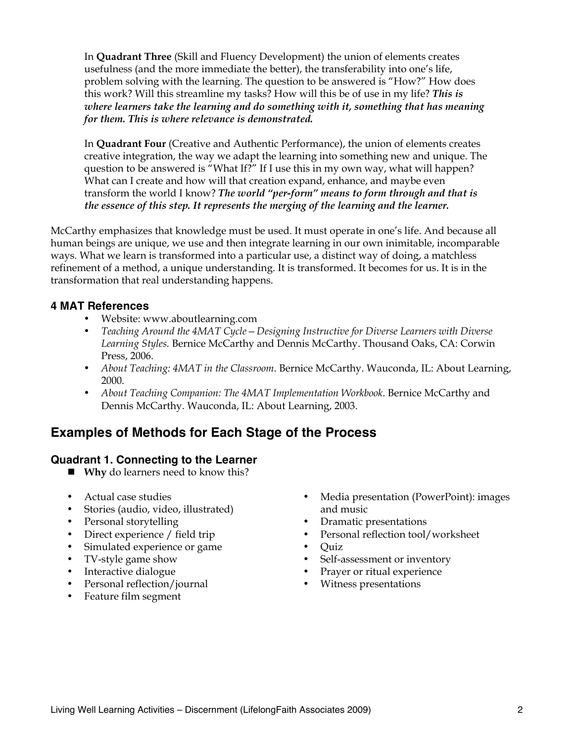In **Quadrant Three** (Skill and Fluency Development) the union of elements creates usefulness (and the more immediate the better), the transferability into one's life, problem solving with the learning. The question to be answered is "How?" How does this work? Will this streamline my tasks? How will this be of use in my life? ***This is where learners take the learning and do something with it, something that has meaning for them. This is where relevance is demonstrated.***

In **Quadrant Four** (Creative and Authentic Performance), the union of elements creates creative integration, the way we adapt the learning into something new and unique. The question to be answered is "What If?" If I use this in my own way, what will happen? What can I create and how will that creation expand, enhance, and maybe even transform the world I know? ***The world "per-form" means to form through and that is the essence of this step. It represents the merging of the learning and the learner.***

McCarthy emphasizes that knowledge must be used. It must operate in one's life. And because all human beings are unique, we use and then integrate learning in our own inimitable, incomparable ways. What we learn is transformed into a particular use, a distinct way of doing, a matchless refinement of a method, a unique understanding. It is transformed. It becomes for us. It is in the transformation that real understanding happens.

### 4 MAT References

- Website: www.aboutlearning.com
- *Teaching Around the 4MAT Cycle—Designing Instructive for Diverse Learners with Diverse Learning Styles.* Bernice McCarthy and Dennis McCarthy. Thousand Oaks, CA: Corwin Press, 2006.
- *About Teaching: 4MAT in the Classroom*. Bernice McCarthy. Wauconda, IL: About Learning, 2000.
- *About Teaching Companion: The 4MAT Implementation Workbook*. Bernice McCarthy and Dennis McCarthy. Wauconda, IL: About Learning, 2003.

## Examples of Methods for Each Stage of the Process

### Quadrant 1. Connecting to the Learner

- **Why** do learners need to know this?

- Actual case studies
- Stories (audio, video, illustrated)
- Personal storytelling
- Direct experience / field trip
- Simulated experience or game
- TV-style game show
- Interactive dialogue
- Personal reflection/journal
- Feature film segment
- Media presentation (PowerPoint): images and music
- Dramatic presentations
- Personal reflection tool/worksheet
- Quiz
- Self-assessment or inventory
- Prayer or ritual experience
- Witness presentations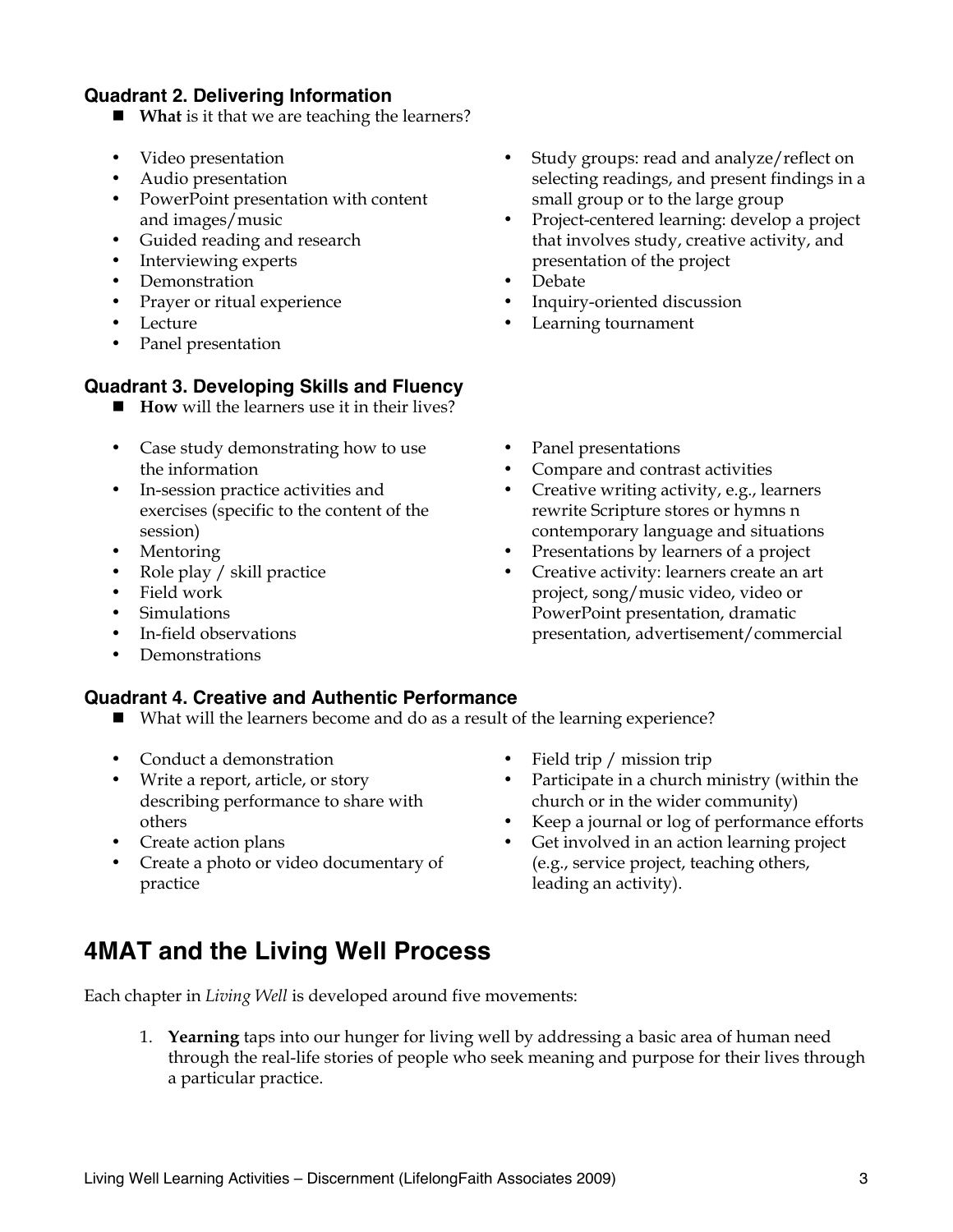### Quadrant 2. Delivering Information

- **What** is it that we are teaching the learners?

- Video presentation
- Audio presentation
- PowerPoint presentation with content and images/music
- Guided reading and research
- Interviewing experts
- Demonstration
- Prayer or ritual experience
- Lecture
- Panel presentation
- Study groups: read and analyze/reflect on selecting readings, and present findings in a small group or to the large group
- Project-centered learning: develop a project that involves study, creative activity, and presentation of the project
- Debate
- Inquiry-oriented discussion
- Learning tournament

### Quadrant 3. Developing Skills and Fluency

- **How** will the learners use it in their lives?

- Case study demonstrating how to use the information
- In-session practice activities and exercises (specific to the content of the session)
- Mentoring
- Role play / skill practice
- Field work
- Simulations
- In-field observations
- Demonstrations
- Panel presentations
- Compare and contrast activities
- Creative writing activity, e.g., learners rewrite Scripture stores or hymns n contemporary language and situations
- Presentations by learners of a project
- Creative activity: learners create an art project, song/music video, video or PowerPoint presentation, dramatic presentation, advertisement/commercial

### Quadrant 4. Creative and Authentic Performance

- What will the learners become and do as a result of the learning experience?

- Conduct a demonstration
- Write a report, article, or story describing performance to share with others
- Create action plans
- Create a photo or video documentary of practice
- Field trip / mission trip
- Participate in a church ministry (within the church or in the wider community)
- Keep a journal or log of performance efforts
- Get involved in an action learning project (e.g., service project, teaching others, leading an activity).

## 4MAT and the Living Well Process

Each chapter in *Living Well* is developed around five movements:

1. **Yearning** taps into our hunger for living well by addressing a basic area of human need through the real-life stories of people who seek meaning and purpose for their lives through a particular practice.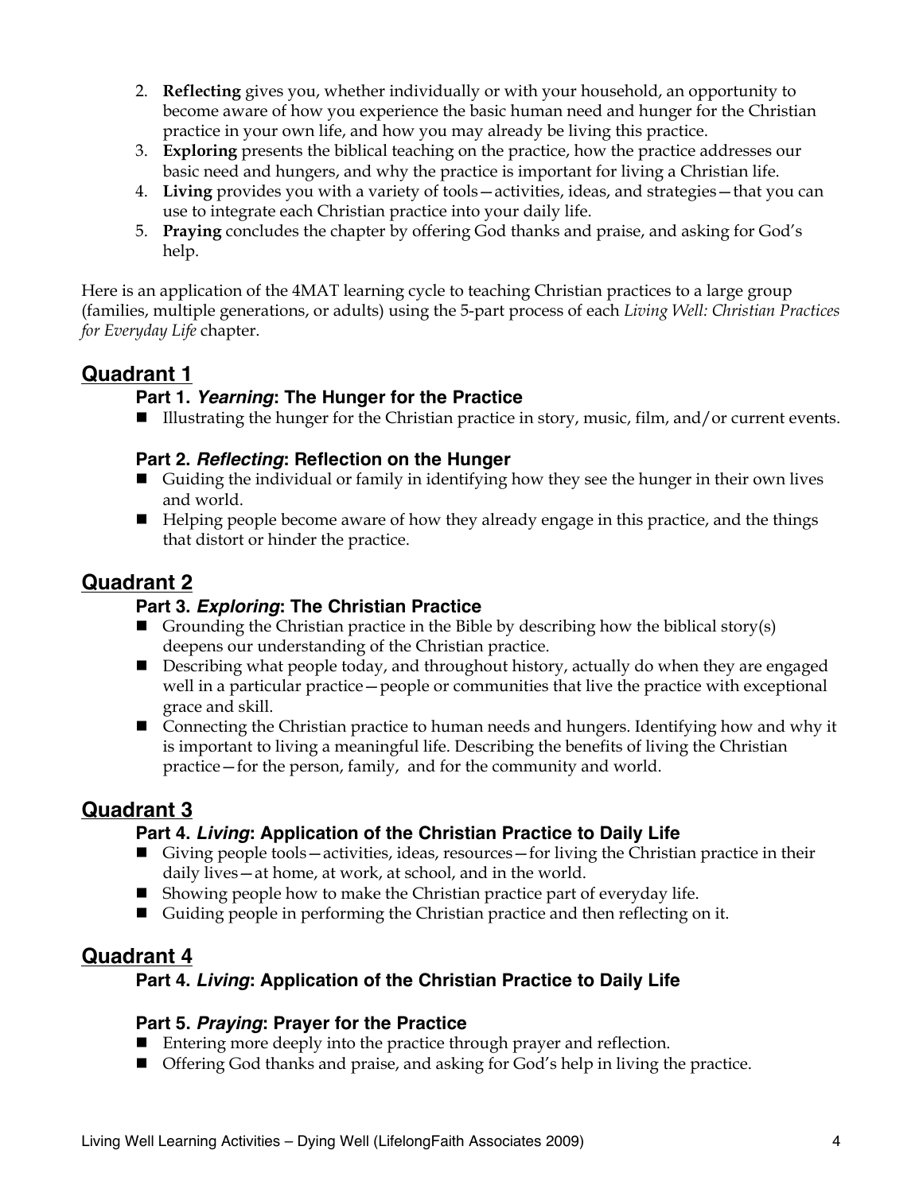2. **Reflecting** gives you, whether individually or with your household, an opportunity to become aware of how you experience the basic human need and hunger for the Christian practice in your own life, and how you may already be living this practice.
3. **Exploring** presents the biblical teaching on the practice, how the practice addresses our basic need and hungers, and why the practice is important for living a Christian life.
4. **Living** provides you with a variety of tools—activities, ideas, and strategies—that you can use to integrate each Christian practice into your daily life.
5. **Praying** concludes the chapter by offering God thanks and praise, and asking for God's help.

Here is an application of the 4MAT learning cycle to teaching Christian practices to a large group (families, multiple generations, or adults) using the 5-part process of each *Living Well: Christian Practices for Everyday Life* chapter.

## Quadrant 1

### Part 1. *Yearning*: The Hunger for the Practice

- Illustrating the hunger for the Christian practice in story, music, film, and/or current events.

### Part 2. *Reflecting*: Reflection on the Hunger

- Guiding the individual or family in identifying how they see the hunger in their own lives and world.
- Helping people become aware of how they already engage in this practice, and the things that distort or hinder the practice.

## Quadrant 2

### Part 3. *Exploring*: The Christian Practice

- Grounding the Christian practice in the Bible by describing how the biblical story(s) deepens our understanding of the Christian practice.
- Describing what people today, and throughout history, actually do when they are engaged well in a particular practice—people or communities that live the practice with exceptional grace and skill.
- Connecting the Christian practice to human needs and hungers. Identifying how and why it is important to living a meaningful life. Describing the benefits of living the Christian practice—for the person, family, and for the community and world.

## Quadrant 3

### Part 4. *Living*: Application of the Christian Practice to Daily Life

- Giving people tools—activities, ideas, resources—for living the Christian practice in their daily lives—at home, at work, at school, and in the world.
- Showing people how to make the Christian practice part of everyday life.
- Guiding people in performing the Christian practice and then reflecting on it.

## Quadrant 4

### Part 4. *Living*: Application of the Christian Practice to Daily Life

### Part 5. *Praying*: Prayer for the Practice

- Entering more deeply into the practice through prayer and reflection.
- Offering God thanks and praise, and asking for God's help in living the practice.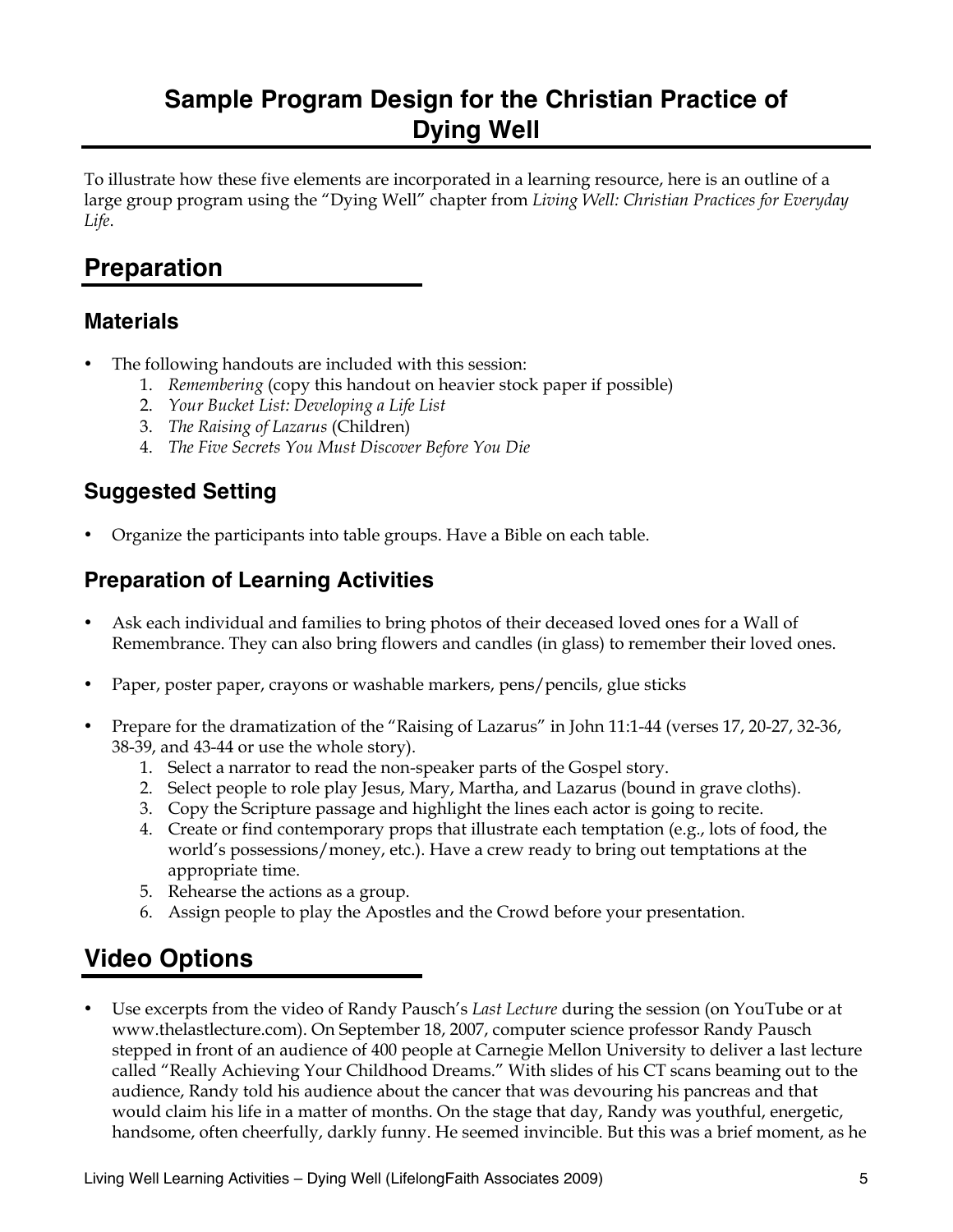# Sample Program Design for the Christian Practice of Dying Well

To illustrate how these five elements are incorporated in a learning resource, here is an outline of a large group program using the "Dying Well" chapter from *Living Well: Christian Practices for Everyday Life*.

## Preparation

### Materials

- The following handouts are included with this session:
    1. *Remembering* (copy this handout on heavier stock paper if possible)
    2. *Your Bucket List: Developing a Life List*
    3. *The Raising of Lazarus* (Children)
    4. *The Five Secrets You Must Discover Before You Die*

### Suggested Setting

- Organize the participants into table groups. Have a Bible on each table.

### Preparation of Learning Activities

- Ask each individual and families to bring photos of their deceased loved ones for a Wall of Remembrance. They can also bring flowers and candles (in glass) to remember their loved ones.

- Paper, poster paper, crayons or washable markers, pens/pencils, glue sticks

- Prepare for the dramatization of the "Raising of Lazarus" in John 11:1-44 (verses 17, 20-27, 32-36, 38-39, and 43-44 or use the whole story).
    1. Select a narrator to read the non-speaker parts of the Gospel story.
    2. Select people to role play Jesus, Mary, Martha, and Lazarus (bound in grave cloths).
    3. Copy the Scripture passage and highlight the lines each actor is going to recite.
    4. Create or find contemporary props that illustrate each temptation (e.g., lots of food, the world's possessions/money, etc.). Have a crew ready to bring out temptations at the appropriate time.
    5. Rehearse the actions as a group.
    6. Assign people to play the Apostles and the Crowd before your presentation.

## Video Options

- Use excerpts from the video of Randy Pausch's *Last Lecture* during the session (on YouTube or at www.thelastlecture.com). On September 18, 2007, computer science professor Randy Pausch stepped in front of an audience of 400 people at Carnegie Mellon University to deliver a last lecture called "Really Achieving Your Childhood Dreams." With slides of his CT scans beaming out to the audience, Randy told his audience about the cancer that was devouring his pancreas and that would claim his life in a matter of months. On the stage that day, Randy was youthful, energetic, handsome, often cheerfully, darkly funny. He seemed invincible. But this was a brief moment, as he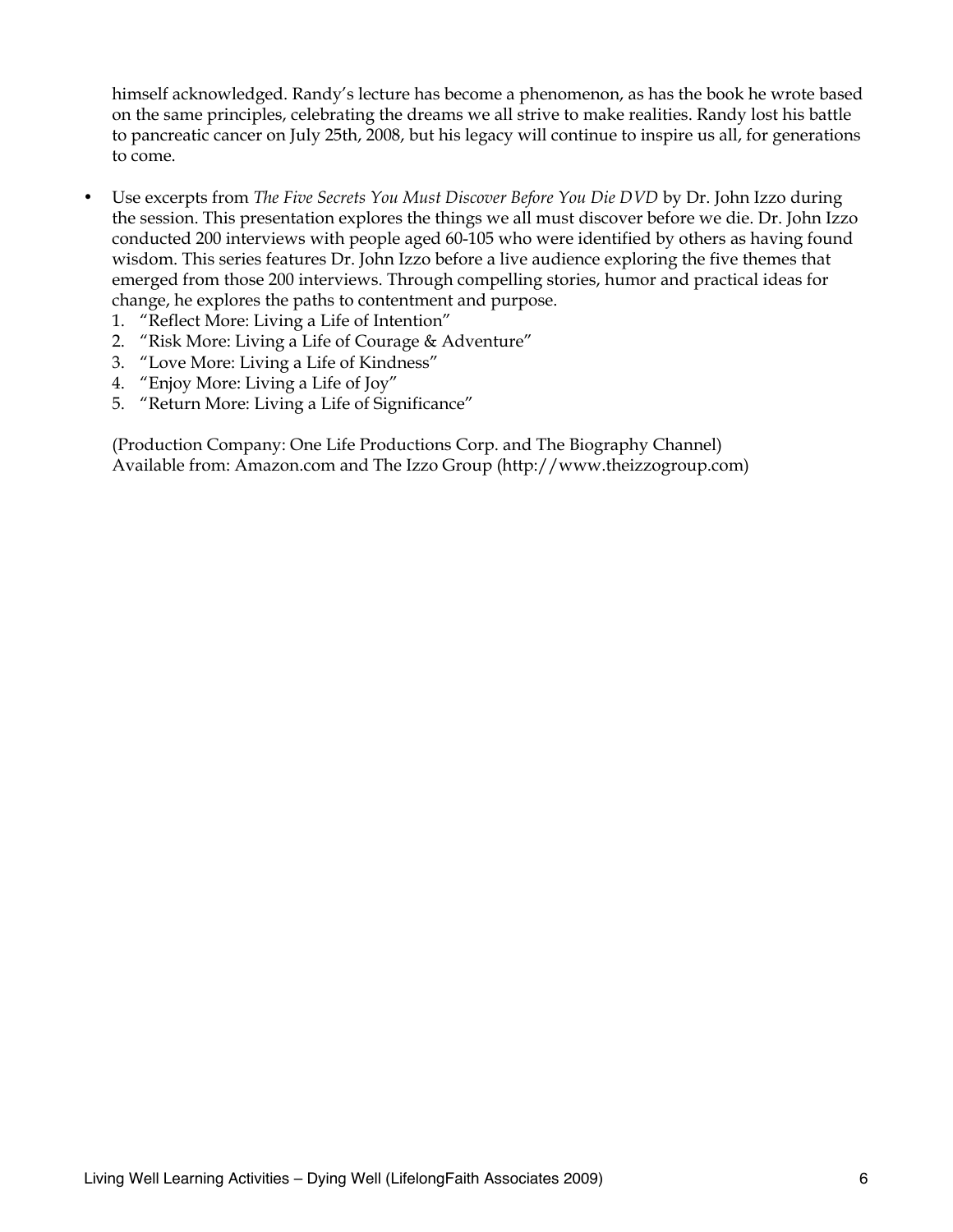himself acknowledged. Randy's lecture has become a phenomenon, as has the book he wrote based on the same principles, celebrating the dreams we all strive to make realities. Randy lost his battle to pancreatic cancer on July 25th, 2008, but his legacy will continue to inspire us all, for generations to come.

- Use excerpts from *The Five Secrets You Must Discover Before You Die DVD* by Dr. John Izzo during the session. This presentation explores the things we all must discover before we die. Dr. John Izzo conducted 200 interviews with people aged 60-105 who were identified by others as having found wisdom. This series features Dr. John Izzo before a live audience exploring the five themes that emerged from those 200 interviews. Through compelling stories, humor and practical ideas for change, he explores the paths to contentment and purpose.
  1. "Reflect More: Living a Life of Intention"
  2. "Risk More: Living a Life of Courage & Adventure"
  3. "Love More: Living a Life of Kindness"
  4. "Enjoy More: Living a Life of Joy"
  5. "Return More: Living a Life of Significance"

  (Production Company: One Life Productions Corp. and The Biography Channel)
  Available from: Amazon.com and The Izzo Group (http://www.theizzogroup.com)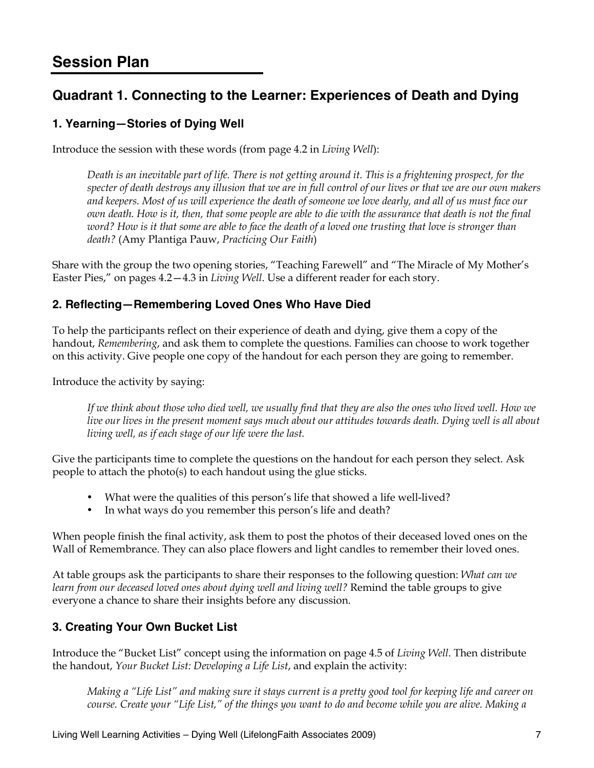# Session Plan

## Quadrant 1. Connecting to the Learner: Experiences of Death and Dying

### 1. Yearning—Stories of Dying Well

Introduce the session with these words (from page 4.2 in *Living Well*):

> *Death is an inevitable part of life. There is not getting around it. This is a frightening prospect, for the specter of death destroys any illusion that we are in full control of our lives or that we are our own makers and keepers. Most of us will experience the death of someone we love dearly, and all of us must face our own death. How is it, then, that some people are able to die with the assurance that death is not the final word? How is it that some are able to face the death of a loved one trusting that love is stronger than death?* (Amy Plantiga Pauw, *Practicing Our Faith*)

Share with the group the two opening stories, "Teaching Farewell" and "The Miracle of My Mother's Easter Pies," on pages 4.2—4.3 in *Living Well*. Use a different reader for each story.

### 2. Reflecting—Remembering Loved Ones Who Have Died

To help the participants reflect on their experience of death and dying, give them a copy of the handout, *Remembering*, and ask them to complete the questions. Families can choose to work together on this activity. Give people one copy of the handout for each person they are going to remember.

Introduce the activity by saying:

> *If we think about those who died well, we usually find that they are also the ones who lived well. How we live our lives in the present moment says much about our attitudes towards death. Dying well is all about living well, as if each stage of our life were the last.*

Give the participants time to complete the questions on the handout for each person they select. Ask people to attach the photo(s) to each handout using the glue sticks.

- What were the qualities of this person's life that showed a life well-lived?
- In what ways do you remember this person's life and death?

When people finish the final activity, ask them to post the photos of their deceased loved ones on the Wall of Remembrance. They can also place flowers and light candles to remember their loved ones.

At table groups ask the participants to share their responses to the following question: *What can we learn from our deceased loved ones about dying well and living well?* Remind the table groups to give everyone a chance to share their insights before any discussion.

### 3. Creating Your Own Bucket List

Introduce the "Bucket List" concept using the information on page 4.5 of *Living Well*. Then distribute the handout, *Your Bucket List: Developing a Life List*, and explain the activity:

> *Making a "Life List" and making sure it stays current is a pretty good tool for keeping life and career on course. Create your "Life List," of the things you want to do and become while you are alive. Making a*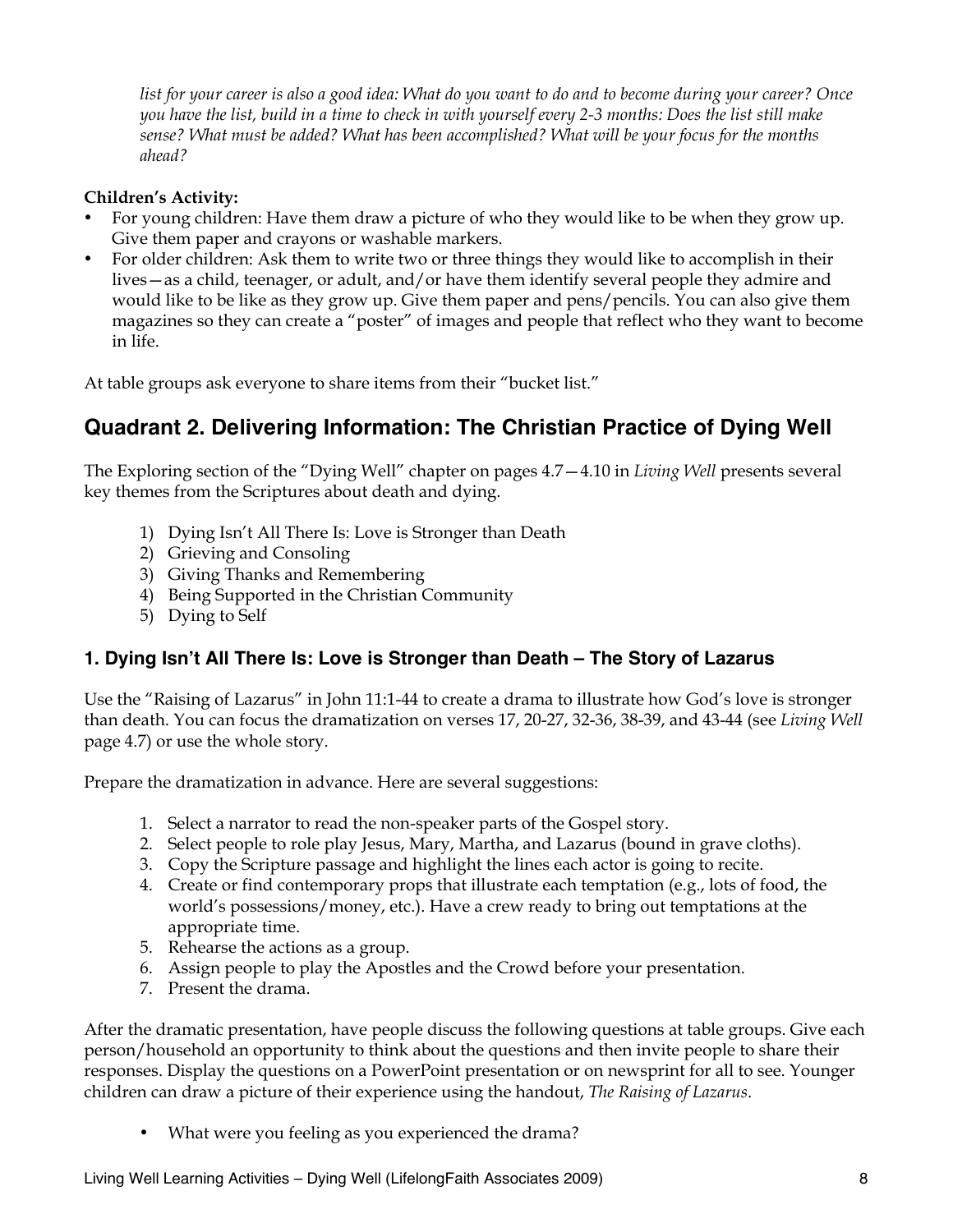*list for your career is also a good idea: What do you want to do and to become during your career? Once you have the list, build in a time to check in with yourself every 2-3 months: Does the list still make sense? What must be added? What has been accomplished? What will be your focus for the months ahead?*

**Children's Activity:**

- For young children: Have them draw a picture of who they would like to be when they grow up. Give them paper and crayons or washable markers.
- For older children: Ask them to write two or three things they would like to accomplish in their lives—as a child, teenager, or adult, and/or have them identify several people they admire and would like to be like as they grow up. Give them paper and pens/pencils. You can also give them magazines so they can create a "poster" of images and people that reflect who they want to become in life.

At table groups ask everyone to share items from their "bucket list."

## Quadrant 2. Delivering Information: The Christian Practice of Dying Well

The Exploring section of the "Dying Well" chapter on pages 4.7—4.10 in *Living Well* presents several key themes from the Scriptures about death and dying.

1) Dying Isn't All There Is: Love is Stronger than Death
2) Grieving and Consoling
3) Giving Thanks and Remembering
4) Being Supported in the Christian Community
5) Dying to Self

### 1. Dying Isn't All There Is: Love is Stronger than Death – The Story of Lazarus

Use the "Raising of Lazarus" in John 11:1-44 to create a drama to illustrate how God's love is stronger than death. You can focus the dramatization on verses 17, 20-27, 32-36, 38-39, and 43-44 (see *Living Well* page 4.7) or use the whole story.

Prepare the dramatization in advance. Here are several suggestions:

1. Select a narrator to read the non-speaker parts of the Gospel story.
2. Select people to role play Jesus, Mary, Martha, and Lazarus (bound in grave cloths).
3. Copy the Scripture passage and highlight the lines each actor is going to recite.
4. Create or find contemporary props that illustrate each temptation (e.g., lots of food, the world's possessions/money, etc.). Have a crew ready to bring out temptations at the appropriate time.
5. Rehearse the actions as a group.
6. Assign people to play the Apostles and the Crowd before your presentation.
7. Present the drama.

After the dramatic presentation, have people discuss the following questions at table groups. Give each person/household an opportunity to think about the questions and then invite people to share their responses. Display the questions on a PowerPoint presentation or on newsprint for all to see. Younger children can draw a picture of their experience using the handout, *The Raising of Lazarus*.

- What were you feeling as you experienced the drama?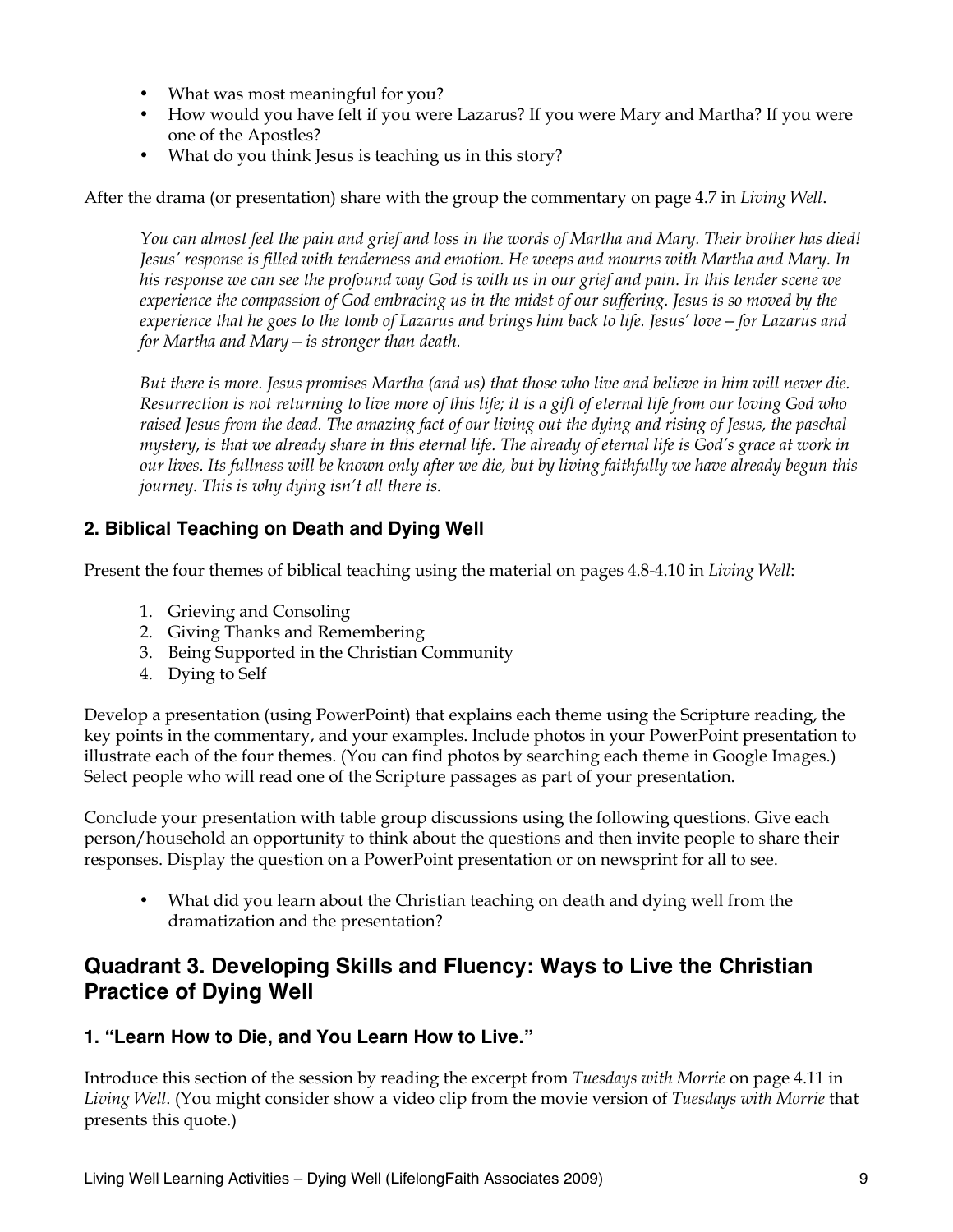- What was most meaningful for you?
- How would you have felt if you were Lazarus? If you were Mary and Martha? If you were one of the Apostles?
- What do you think Jesus is teaching us in this story?

After the drama (or presentation) share with the group the commentary on page 4.7 in *Living Well*.

> *You can almost feel the pain and grief and loss in the words of Martha and Mary. Their brother has died! Jesus' response is filled with tenderness and emotion. He weeps and mourns with Martha and Mary. In his response we can see the profound way God is with us in our grief and pain. In this tender scene we experience the compassion of God embracing us in the midst of our suffering. Jesus is so moved by the experience that he goes to the tomb of Lazarus and brings him back to life. Jesus' love—for Lazarus and for Martha and Mary—is stronger than death.*
>
> *But there is more. Jesus promises Martha (and us) that those who live and believe in him will never die. Resurrection is not returning to live more of this life; it is a gift of eternal life from our loving God who raised Jesus from the dead. The amazing fact of our living out the dying and rising of Jesus, the paschal mystery, is that we already share in this eternal life. The already of eternal life is God's grace at work in our lives. Its fullness will be known only after we die, but by living faithfully we have already begun this journey. This is why dying isn't all there is.*

### 2. Biblical Teaching on Death and Dying Well

Present the four themes of biblical teaching using the material on pages 4.8-4.10 in *Living Well*:

1. Grieving and Consoling
2. Giving Thanks and Remembering
3. Being Supported in the Christian Community
4. Dying to Self

Develop a presentation (using PowerPoint) that explains each theme using the Scripture reading, the key points in the commentary, and your examples. Include photos in your PowerPoint presentation to illustrate each of the four themes. (You can find photos by searching each theme in Google Images.) Select people who will read one of the Scripture passages as part of your presentation.

Conclude your presentation with table group discussions using the following questions. Give each person/household an opportunity to think about the questions and then invite people to share their responses. Display the question on a PowerPoint presentation or on newsprint for all to see.

- What did you learn about the Christian teaching on death and dying well from the dramatization and the presentation?

## Quadrant 3. Developing Skills and Fluency: Ways to Live the Christian Practice of Dying Well

### 1. "Learn How to Die, and You Learn How to Live."

Introduce this section of the session by reading the excerpt from *Tuesdays with Morrie* on page 4.11 in *Living Well*. (You might consider show a video clip from the movie version of *Tuesdays with Morrie* that presents this quote.)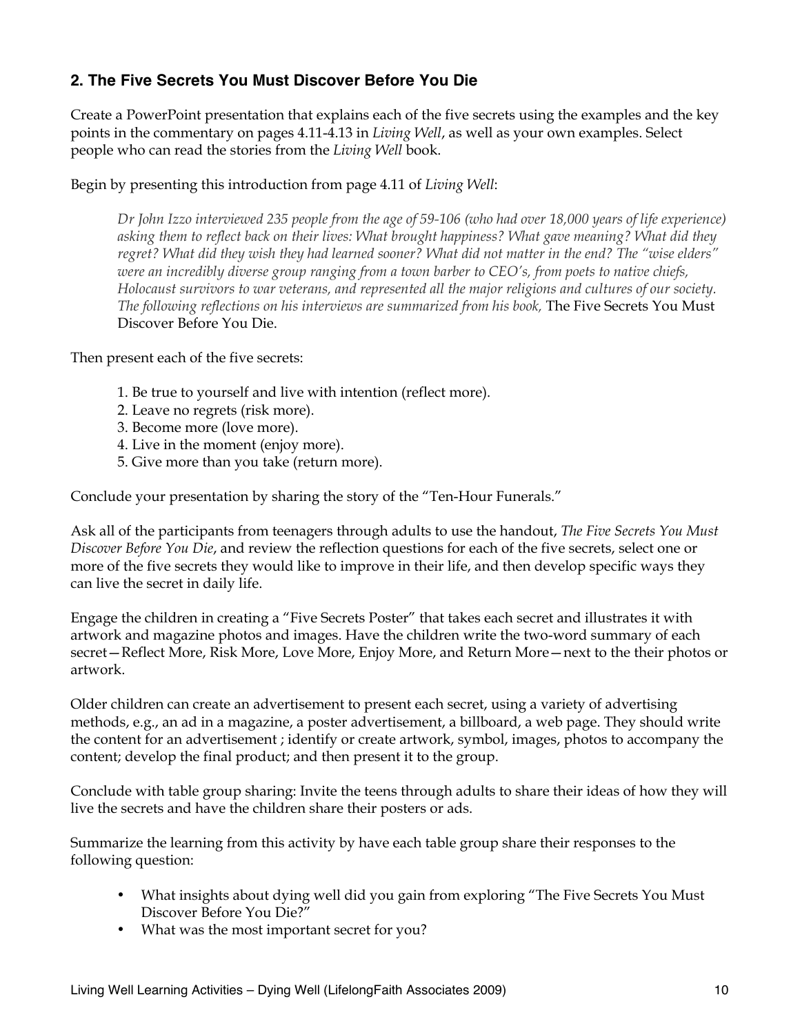### 2. The Five Secrets You Must Discover Before You Die

Create a PowerPoint presentation that explains each of the five secrets using the examples and the key points in the commentary on pages 4.11-4.13 in *Living Well*, as well as your own examples. Select people who can read the stories from the *Living Well* book.

Begin by presenting this introduction from page 4.11 of *Living Well*:

> *Dr John Izzo interviewed 235 people from the age of 59-106 (who had over 18,000 years of life experience) asking them to reflect back on their lives: What brought happiness? What gave meaning? What did they regret? What did they wish they had learned sooner? What did not matter in the end? The "wise elders" were an incredibly diverse group ranging from a town barber to CEO's, from poets to native chiefs, Holocaust survivors to war veterans, and represented all the major religions and cultures of our society. The following reflections on his interviews are summarized from his book,* The Five Secrets You Must Discover Before You Die.

Then present each of the five secrets:

1. Be true to yourself and live with intention (reflect more).
2. Leave no regrets (risk more).
3. Become more (love more).
4. Live in the moment (enjoy more).
5. Give more than you take (return more).

Conclude your presentation by sharing the story of the "Ten-Hour Funerals."

Ask all of the participants from teenagers through adults to use the handout, *The Five Secrets You Must Discover Before You Die*, and review the reflection questions for each of the five secrets, select one or more of the five secrets they would like to improve in their life, and then develop specific ways they can live the secret in daily life.

Engage the children in creating a "Five Secrets Poster" that takes each secret and illustrates it with artwork and magazine photos and images. Have the children write the two-word summary of each secret—Reflect More, Risk More, Love More, Enjoy More, and Return More—next to the their photos or artwork.

Older children can create an advertisement to present each secret, using a variety of advertising methods, e.g., an ad in a magazine, a poster advertisement, a billboard, a web page. They should write the content for an advertisement ; identify or create artwork, symbol, images, photos to accompany the content; develop the final product; and then present it to the group.

Conclude with table group sharing: Invite the teens through adults to share their ideas of how they will live the secrets and have the children share their posters or ads.

Summarize the learning from this activity by have each table group share their responses to the following question:

- What insights about dying well did you gain from exploring "The Five Secrets You Must Discover Before You Die?"
- What was the most important secret for you?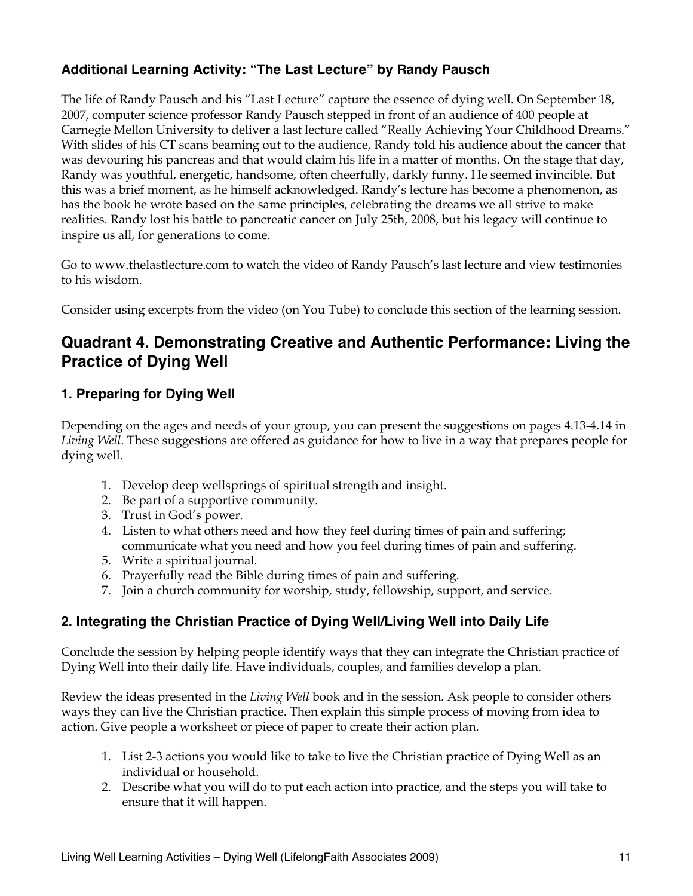### Additional Learning Activity: "The Last Lecture" by Randy Pausch

The life of Randy Pausch and his "Last Lecture" capture the essence of dying well. On September 18, 2007, computer science professor Randy Pausch stepped in front of an audience of 400 people at Carnegie Mellon University to deliver a last lecture called "Really Achieving Your Childhood Dreams." With slides of his CT scans beaming out to the audience, Randy told his audience about the cancer that was devouring his pancreas and that would claim his life in a matter of months. On the stage that day, Randy was youthful, energetic, handsome, often cheerfully, darkly funny. He seemed invincible. But this was a brief moment, as he himself acknowledged. Randy's lecture has become a phenomenon, as has the book he wrote based on the same principles, celebrating the dreams we all strive to make realities. Randy lost his battle to pancreatic cancer on July 25th, 2008, but his legacy will continue to inspire us all, for generations to come.

Go to www.thelastlecture.com to watch the video of Randy Pausch's last lecture and view testimonies to his wisdom.

Consider using excerpts from the video (on You Tube) to conclude this section of the learning session.

## Quadrant 4. Demonstrating Creative and Authentic Performance: Living the Practice of Dying Well

### 1. Preparing for Dying Well

Depending on the ages and needs of your group, you can present the suggestions on pages 4.13-4.14 in *Living Well*. These suggestions are offered as guidance for how to live in a way that prepares people for dying well.

1. Develop deep wellsprings of spiritual strength and insight.
2. Be part of a supportive community.
3. Trust in God's power.
4. Listen to what others need and how they feel during times of pain and suffering; communicate what you need and how you feel during times of pain and suffering.
5. Write a spiritual journal.
6. Prayerfully read the Bible during times of pain and suffering.
7. Join a church community for worship, study, fellowship, support, and service.

### 2. Integrating the Christian Practice of Dying Well/Living Well into Daily Life

Conclude the session by helping people identify ways that they can integrate the Christian practice of Dying Well into their daily life. Have individuals, couples, and families develop a plan.

Review the ideas presented in the *Living Well* book and in the session. Ask people to consider others ways they can live the Christian practice. Then explain this simple process of moving from idea to action. Give people a worksheet or piece of paper to create their action plan.

1. List 2-3 actions you would like to take to live the Christian practice of Dying Well as an individual or household.
2. Describe what you will do to put each action into practice, and the steps you will take to ensure that it will happen.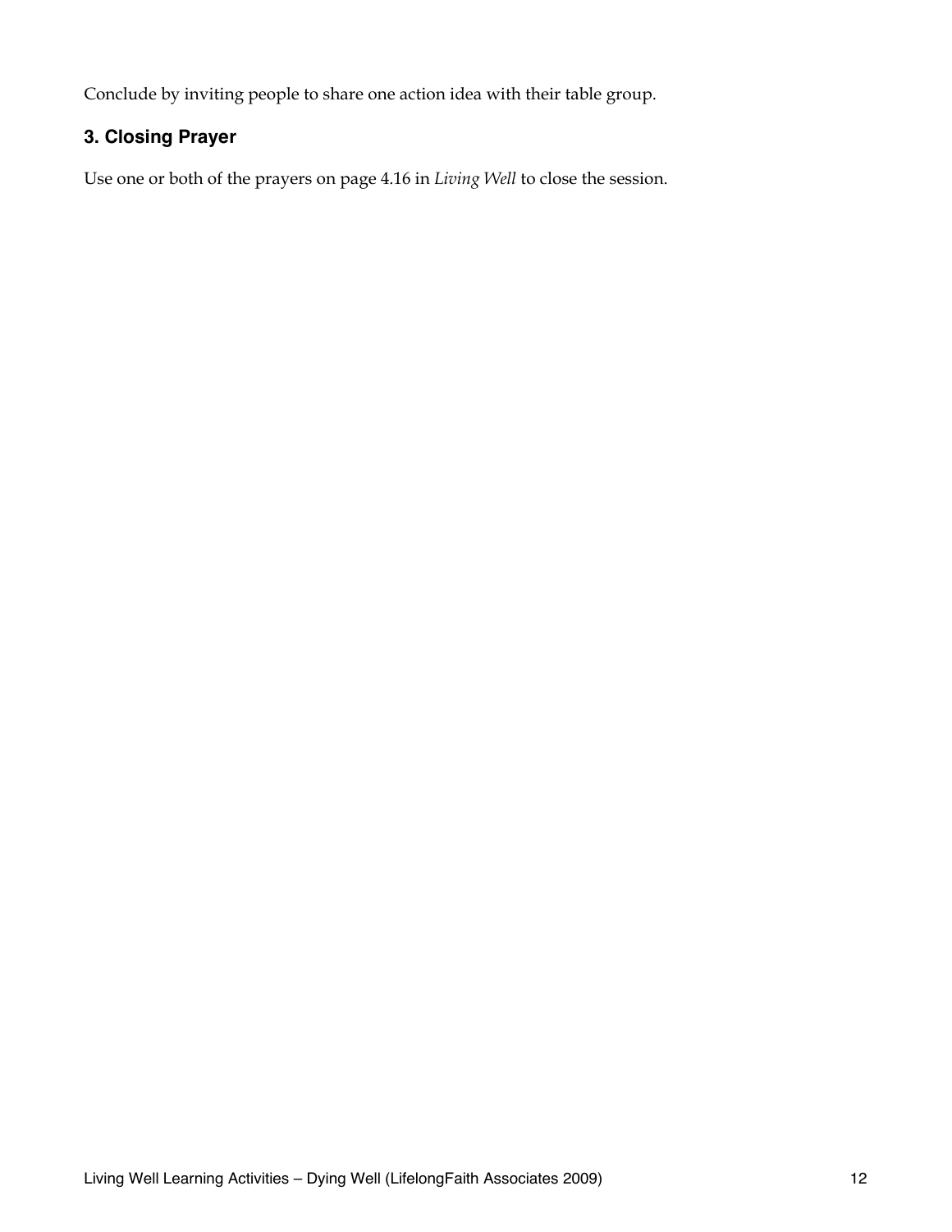Conclude by inviting people to share one action idea with their table group.

### 3. Closing Prayer

Use one or both of the prayers on page 4.16 in *Living Well* to close the session.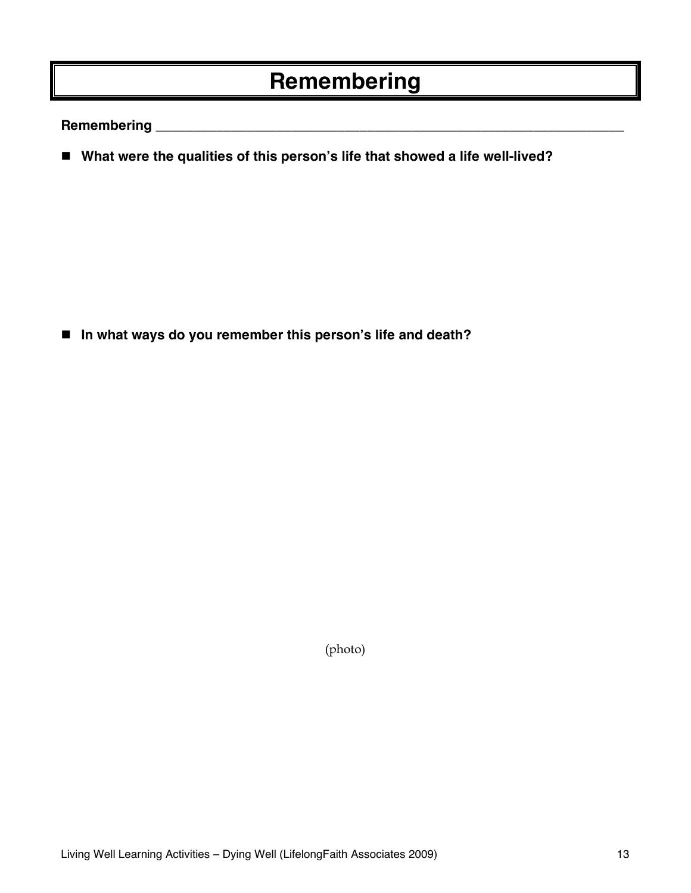# Remembering

**Remembering ______________________________________________________________**

- **What were the qualities of this person's life that showed a life well-lived?**

- **In what ways do you remember this person's life and death?**

(photo)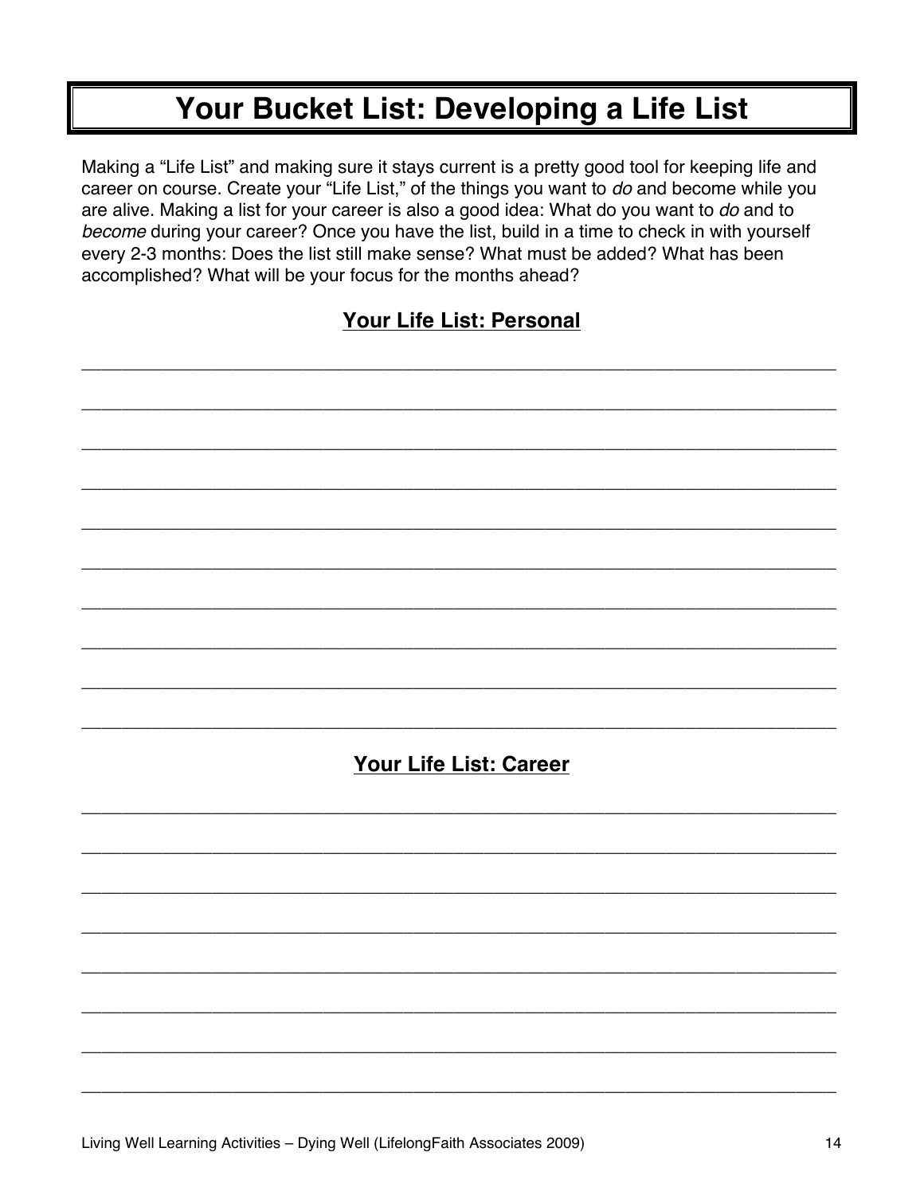# Your Bucket List: Developing a Life List

Making a "Life List" and making sure it stays current is a pretty good tool for keeping life and career on course. Create your "Life List," of the things you want to *do* and become while you are alive. Making a list for your career is also a good idea: What do you want to *do* and to *become* during your career? Once you have the list, build in a time to check in with yourself every 2-3 months: Does the list still make sense? What must be added? What has been accomplished? What will be your focus for the months ahead?

## Your Life List: Personal

________________________________________________________________________

________________________________________________________________________

________________________________________________________________________

________________________________________________________________________

________________________________________________________________________

________________________________________________________________________

________________________________________________________________________

________________________________________________________________________

________________________________________________________________________

________________________________________________________________________

## Your Life List: Career

________________________________________________________________________

________________________________________________________________________

________________________________________________________________________

________________________________________________________________________

________________________________________________________________________

________________________________________________________________________

________________________________________________________________________

________________________________________________________________________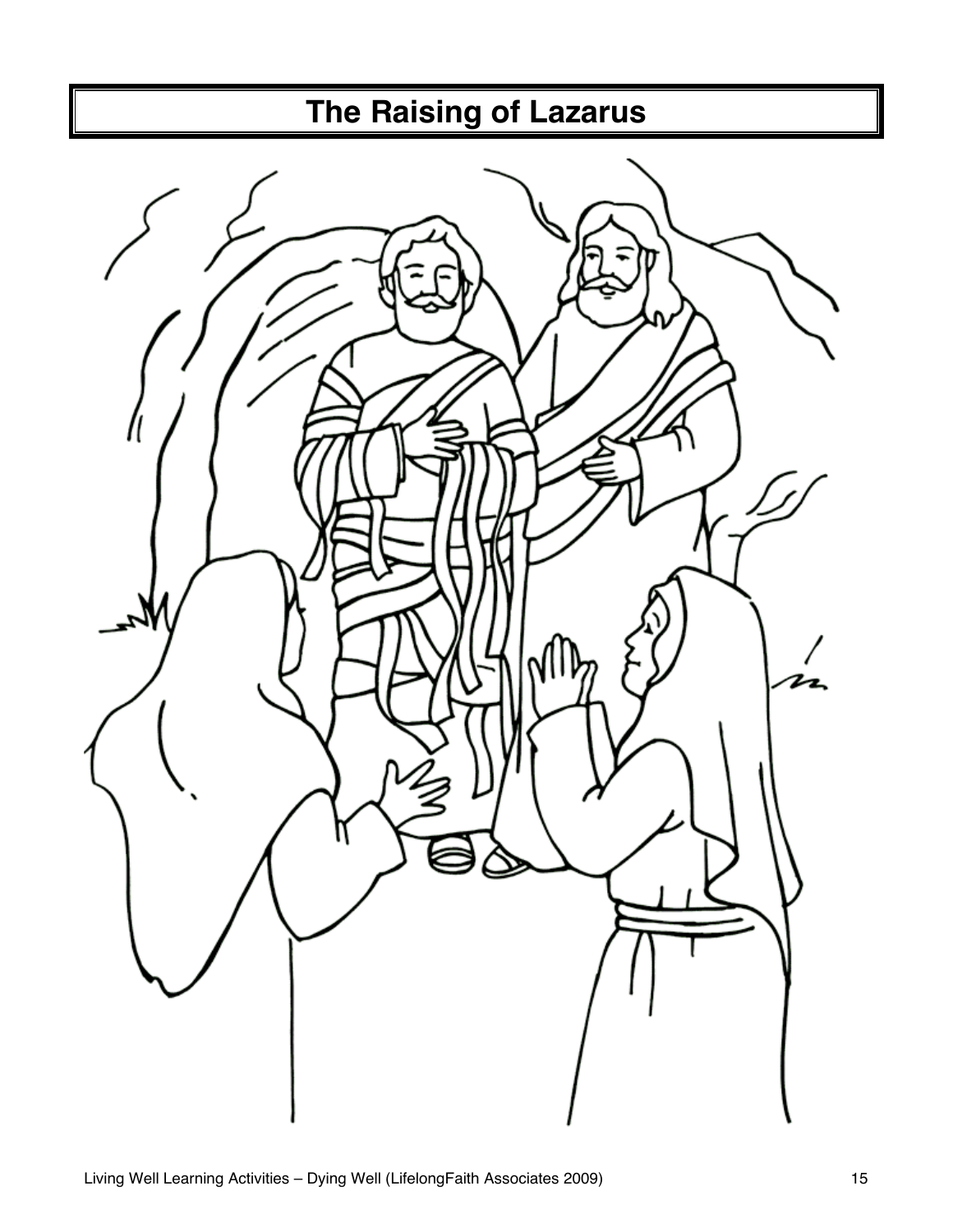# The Raising of Lazarus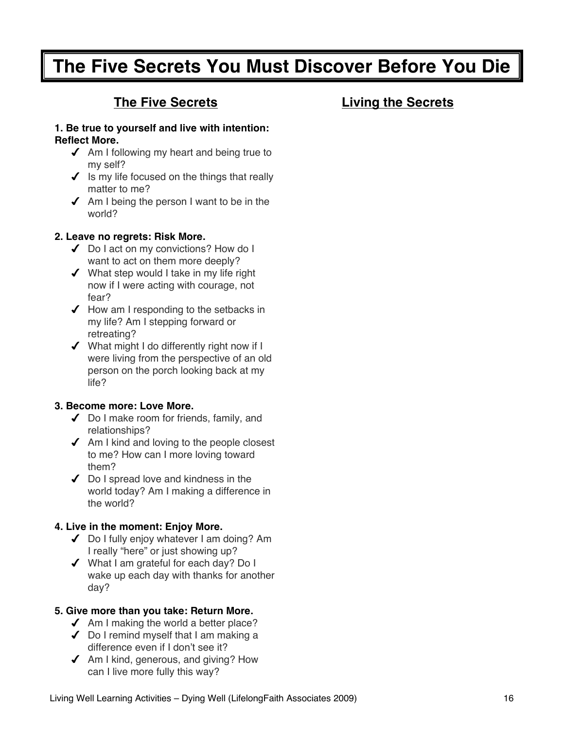# The Five Secrets You Must Discover Before You Die

## The Five Secrets

**1. Be true to yourself and live with intention: Reflect More.**

- ✔ Am I following my heart and being true to my self?
- ✔ Is my life focused on the things that really matter to me?
- ✔ Am I being the person I want to be in the world?

**2. Leave no regrets: Risk More.**

- ✔ Do I act on my convictions? How do I want to act on them more deeply?
- ✔ What step would I take in my life right now if I were acting with courage, not fear?
- ✔ How am I responding to the setbacks in my life? Am I stepping forward or retreating?
- ✔ What might I do differently right now if I were living from the perspective of an old person on the porch looking back at my life?

**3. Become more: Love More.**

- ✔ Do I make room for friends, family, and relationships?
- ✔ Am I kind and loving to the people closest to me? How can I more loving toward them?
- ✔ Do I spread love and kindness in the world today? Am I making a difference in the world?

**4. Live in the moment: Enjoy More.**

- ✔ Do I fully enjoy whatever I am doing? Am I really "here" or just showing up?
- ✔ What I am grateful for each day? Do I wake up each day with thanks for another day?

**5. Give more than you take: Return More.**

- ✔ Am I making the world a better place?
- ✔ Do I remind myself that I am making a difference even if I don't see it?
- ✔ Am I kind, generous, and giving? How can I live more fully this way?

## Living the Secrets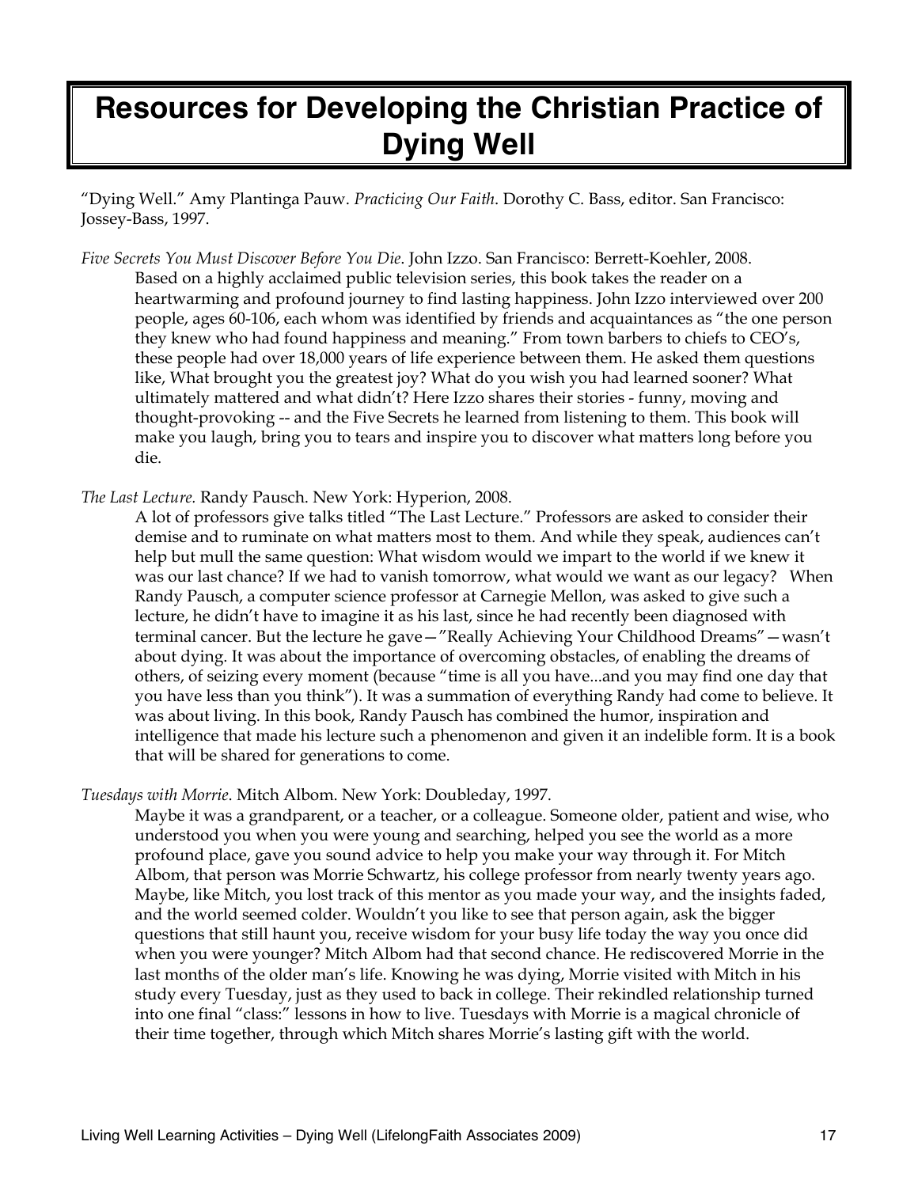# Resources for Developing the Christian Practice of Dying Well

"Dying Well." Amy Plantinga Pauw. *Practicing Our Faith*. Dorothy C. Bass, editor. San Francisco: Jossey-Bass, 1997.

*Five Secrets You Must Discover Before You Die*. John Izzo. San Francisco: Berrett-Koehler, 2008.
Based on a highly acclaimed public television series, this book takes the reader on a heartwarming and profound journey to find lasting happiness. John Izzo interviewed over 200 people, ages 60-106, each whom was identified by friends and acquaintances as "the one person they knew who had found happiness and meaning." From town barbers to chiefs to CEO's, these people had over 18,000 years of life experience between them. He asked them questions like, What brought you the greatest joy? What do you wish you had learned sooner? What ultimately mattered and what didn't? Here Izzo shares their stories - funny, moving and thought-provoking -- and the Five Secrets he learned from listening to them. This book will make you laugh, bring you to tears and inspire you to discover what matters long before you die.

*The Last Lecture.* Randy Pausch. New York: Hyperion, 2008.
A lot of professors give talks titled "The Last Lecture." Professors are asked to consider their demise and to ruminate on what matters most to them. And while they speak, audiences can't help but mull the same question: What wisdom would we impart to the world if we knew it was our last chance? If we had to vanish tomorrow, what would we want as our legacy? When Randy Pausch, a computer science professor at Carnegie Mellon, was asked to give such a lecture, he didn't have to imagine it as his last, since he had recently been diagnosed with terminal cancer. But the lecture he gave—"Really Achieving Your Childhood Dreams"—wasn't about dying. It was about the importance of overcoming obstacles, of enabling the dreams of others, of seizing every moment (because "time is all you have...and you may find one day that you have less than you think"). It was a summation of everything Randy had come to believe. It was about living. In this book, Randy Pausch has combined the humor, inspiration and intelligence that made his lecture such a phenomenon and given it an indelible form. It is a book that will be shared for generations to come.

*Tuesdays with Morrie*. Mitch Albom. New York: Doubleday, 1997.
Maybe it was a grandparent, or a teacher, or a colleague. Someone older, patient and wise, who understood you when you were young and searching, helped you see the world as a more profound place, gave you sound advice to help you make your way through it. For Mitch Albom, that person was Morrie Schwartz, his college professor from nearly twenty years ago. Maybe, like Mitch, you lost track of this mentor as you made your way, and the insights faded, and the world seemed colder. Wouldn't you like to see that person again, ask the bigger questions that still haunt you, receive wisdom for your busy life today the way you once did when you were younger? Mitch Albom had that second chance. He rediscovered Morrie in the last months of the older man's life. Knowing he was dying, Morrie visited with Mitch in his study every Tuesday, just as they used to back in college. Their rekindled relationship turned into one final "class:" lessons in how to live. Tuesdays with Morrie is a magical chronicle of their time together, through which Mitch shares Morrie's lasting gift with the world.